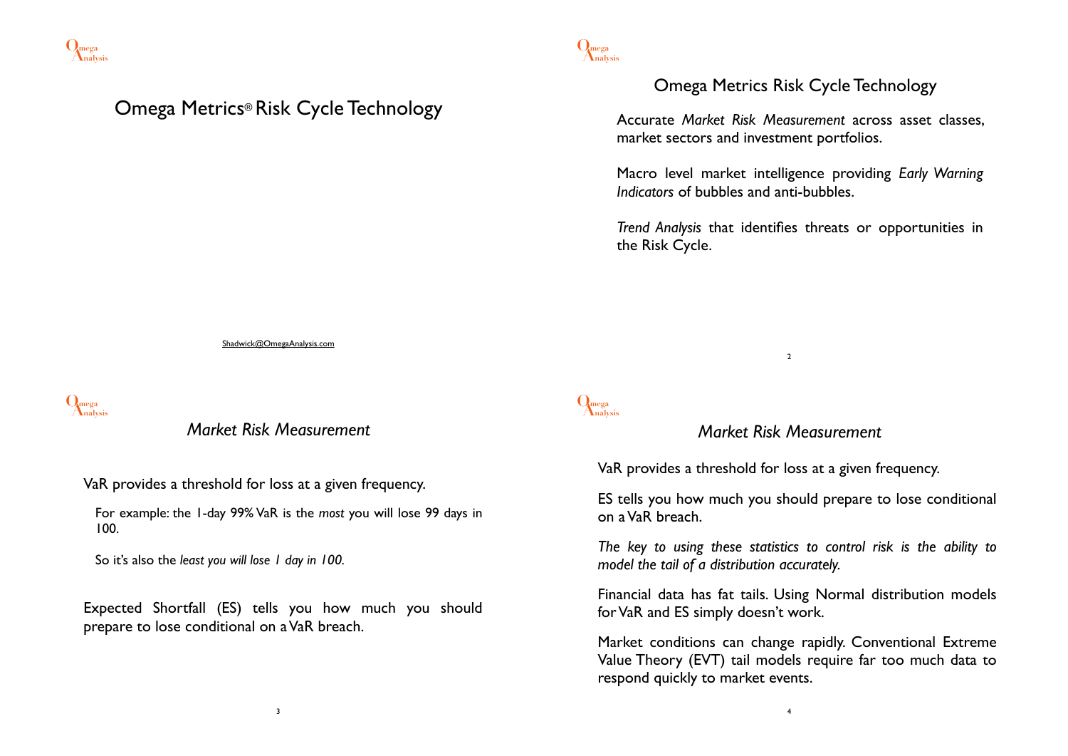# Omega Metrics® Risk Cycle Technology

Shadwick@OmegaAnalysis.com

## Omega Metrics Risk Cycle Technology

Accurate *Market Risk Measurement* across asset classes, market sectors and investment portfolios.

Macro level market intelligence providing *Early Warning Indicators* of bubbles and anti-bubbles.

*Trend Analysis* that identifies threats or opportunities in the Risk Cycle.

## *Market Risk Measurement*

VaR provides a threshold for loss at a given frequency.

For example: the 1-day 99% VaR is the *most* you will lose 99 days in 100.

So it's also the *least you will lose 1 day in 100*.

Expected Shortfall (ES) tells you how much you should prepare to lose conditional on a VaR breach.

## *Market Risk Measurement*

VaR provides a threshold for loss at a given frequency.

ES tells you how much you should prepare to lose conditional on a VaR breach.

*The key to using these statistics to control risk is the ability to model the tail of a distribution accurately.*

Financial data has fat tails. Using Normal distribution models for VaR and ES simply doesn't work.

Market conditions can change rapidly. Conventional Extreme Value Theory (EVT) tail models require far too much data to respond quickly to market events.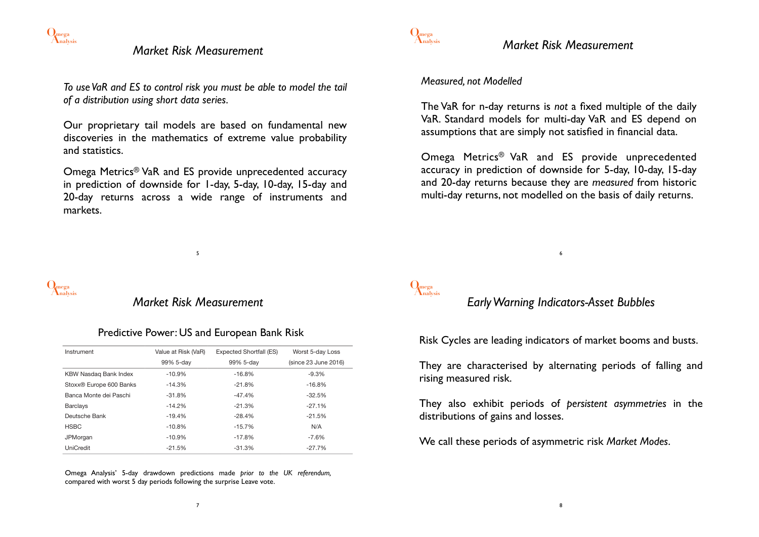## Market Risk Measurement

*To use VaR and ES to control risk you must be able to model the tail of a distribution using short data series.*

Our proprietary tail models are based on fundamental new discoveries in the mathematics of extreme value probability and statistics.

Omega Metrics® VaR and ES provide unprecedented accuracy in prediction of downside for 1-day, 5-day, 10-day, 15-day and 20-day returns across a wide range of instruments and markets.

## Market Risk Measurement

*Measured, not Modelled*

The VaR for n-day returns is *not* a fixed multiple of the daily VaR. Standard models for multi-day VaR and ES depend on assumptions that are simply not satisfied in financial data.

Omega Metrics® VaR and ES provide unprecedented accuracy in prediction of downside for 5-day, 10-day, 15-day and 20-day returns because they are *measured* from historic multi-day returns, not modelled on the basis of daily returns.

## Market Risk Measurement

### Predictive Power: US and European Bank Risk

| Instrument | Value at Risk (VaR) 99% 5-day | Expected Shortfall (ES) 99% 5-day | Worst 5-day Loss (since 23 June 2016) |
|---|---|---|---|
| KBW Nasdaq Bank Index | -10.9% | -16.8% | -9.3% |
| Stoxx® Europe 600 Banks | -14.3% | -21.8% | -16.8% |
| Banca Monte dei Paschi | -31.8% | -47.4% | -32.5% |
| Barclays | -14.2% | -21.3% | -27.1% |
| Deutsche Bank | -19.4% | -28.4% | -21.5% |
| HSBC | -10.8% | -15.7% | N/A |
| JPMorgan | -10.9% | -17.8% | -7.6% |
| UniCredit | -21.5% | -31.3% | -27.7% |

Omega Analysis' 5-day drawdown predictions made *prior to the UK referendum,* compared with worst 5 day periods following the surprise Leave vote.

## Early Warning Indicators-Asset Bubbles

Risk Cycles are leading indicators of market booms and busts.

They are characterised by alternating periods of falling and rising measured risk.

They also exhibit periods of *persistent asymmetries* in the distributions of gains and losses.

We call these periods of asymmetric risk *Market Modes*.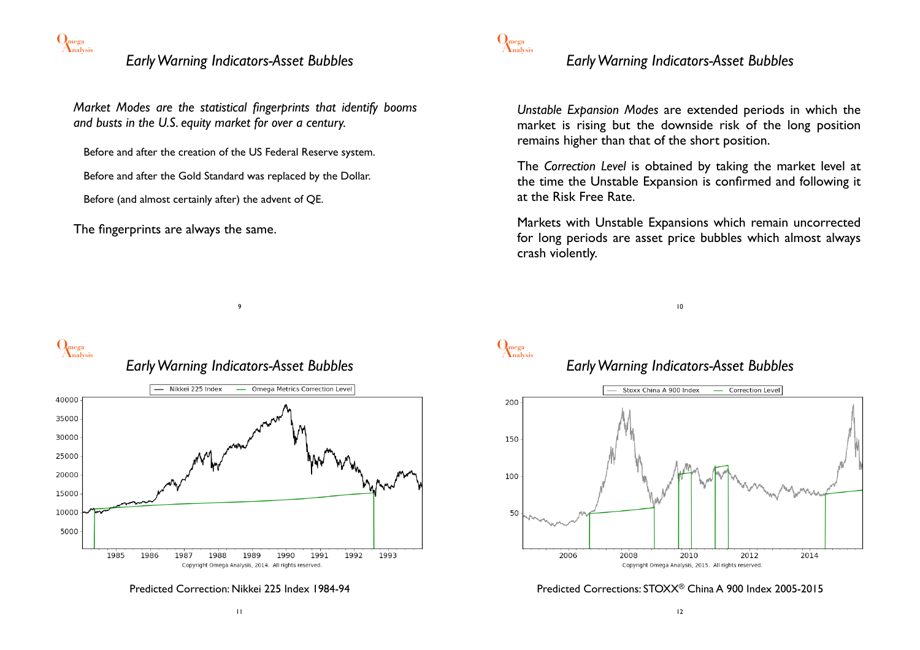## Early Warning Indicators-Asset Bubbles

*Market Modes are the statistical fingerprints that identify booms and busts in the U.S. equity market for over a century.*

Before and after the creation of the US Federal Reserve system.

Before and after the Gold Standard was replaced by the Dollar.

Before (and almost certainly after) the advent of QE.

The fingerprints are always the same.

## Early Warning Indicators-Asset Bubbles

*Unstable Expansion Modes* are extended periods in which the market is rising but the downside risk of the long position remains higher than that of the short position.

The *Correction Level* is obtained by taking the market level at the time the Unstable Expansion is confirmed and following it at the Risk Free Rate.

Markets with Unstable Expansions which remain uncorrected for long periods are asset price bubbles which almost always crash violently.

## Early Warning Indicators-Asset Bubbles

Nikkei 225 Index — Omega Metrics Correction Level

Copyright Omega Analysis, 2014. All rights reserved.

Predicted Correction: Nikkei 225 Index 1984-94

## Early Warning Indicators-Asset Bubbles

Stoxx China A 900 Index — Correction Level

Copyright Omega Analysis, 2015. All rights reserved.

Predicted Corrections: STOXX® China A 900 Index 2005-2015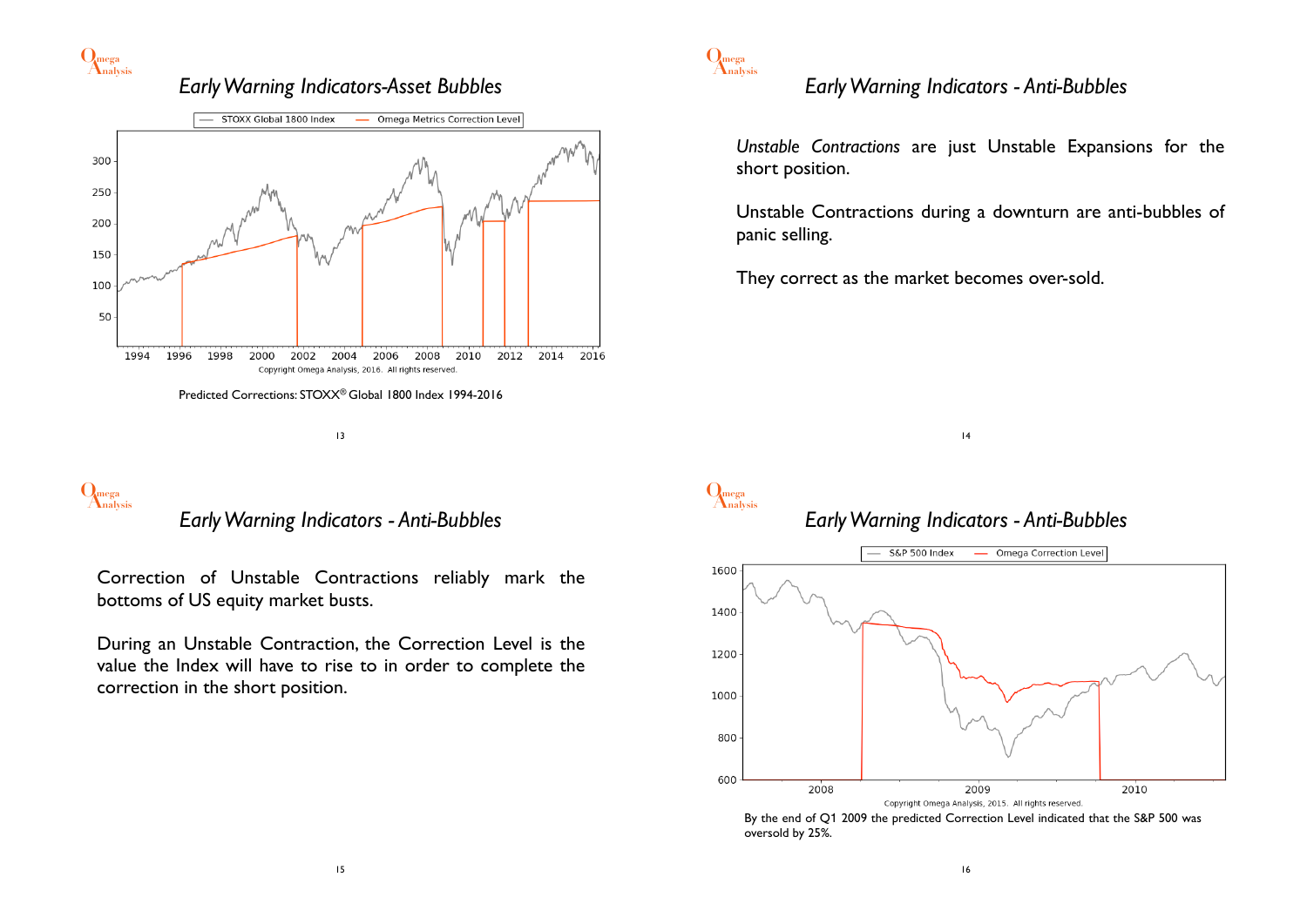## Early Warning Indicators-Asset Bubbles

Predicted Corrections: STOXX® Global 1800 Index 1994-2016

## Early Warning Indicators - Anti-Bubbles

*Unstable Contractions* are just Unstable Expansions for the short position.

Unstable Contractions during a downturn are anti-bubbles of panic selling.

They correct as the market becomes over-sold.

## Early Warning Indicators - Anti-Bubbles

Correction of Unstable Contractions reliably mark the bottoms of US equity market busts.

During an Unstable Contraction, the Correction Level is the value the Index will have to rise to in order to complete the correction in the short position.

## Early Warning Indicators - Anti-Bubbles

By the end of Q1 2009 the predicted Correction Level indicated that the S&P 500 was oversold by 25%.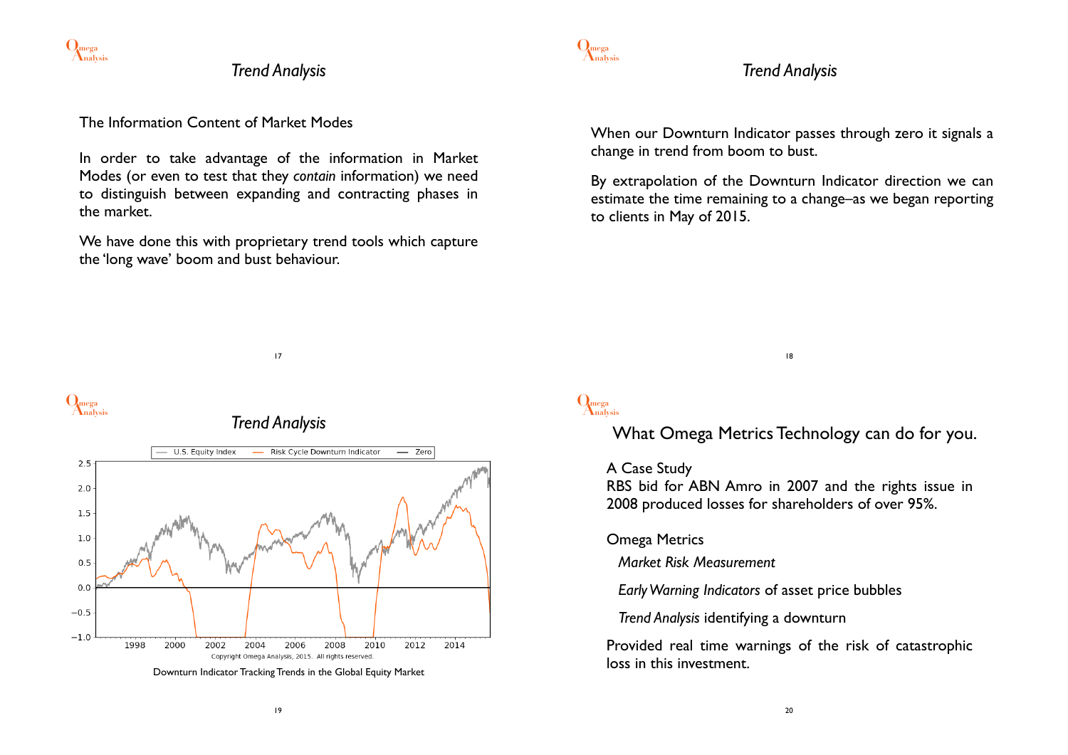## Trend Analysis

The Information Content of Market Modes

In order to take advantage of the information in Market Modes (or even to test that they *contain* information) we need to distinguish between expanding and contracting phases in the market.

We have done this with proprietary trend tools which capture the 'long wave' boom and bust behaviour.

## Trend Analysis

When our Downturn Indicator passes through zero it signals a change in trend from boom to bust.

By extrapolation of the Downturn Indicator direction we can estimate the time remaining to a change–as we began reporting to clients in May of 2015.

## Trend Analysis

Downturn Indicator Tracking Trends in the Global Equity Market

## What Omega Metrics Technology can do for you.

A Case Study
RBS bid for ABN Amro in 2007 and the rights issue in 2008 produced losses for shareholders of over 95%.

Omega Metrics

*Market Risk Measurement*

*Early Warning Indicators* of asset price bubbles

*Trend Analysis* identifying a downturn

Provided real time warnings of the risk of catastrophic loss in this investment.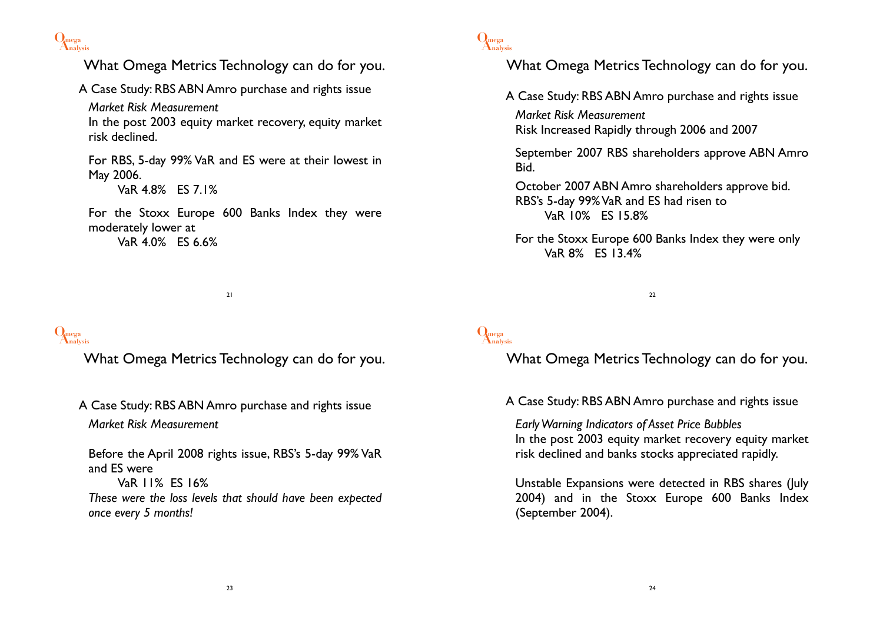## What Omega Metrics Technology can do for you.

A Case Study: RBS ABN Amro purchase and rights issue

*Market Risk Measurement*

In the post 2003 equity market recovery, equity market risk declined.

For RBS, 5-day 99% VaR and ES were at their lowest in May 2006.

VaR 4.8%   ES 7.1%

For the Stoxx Europe 600 Banks Index they were moderately lower at

VaR 4.0%   ES 6.6%

## What Omega Metrics Technology can do for you.

A Case Study: RBS ABN Amro purchase and rights issue

*Market Risk Measurement*

Risk Increased Rapidly through 2006 and 2007

September 2007 RBS shareholders approve ABN Amro Bid.

October 2007 ABN Amro shareholders approve bid. RBS's 5-day 99% VaR and ES had risen to

VaR 10%   ES 15.8%

For the Stoxx Europe 600 Banks Index they were only

VaR 8%   ES 13.4%

## What Omega Metrics Technology can do for you.

A Case Study: RBS ABN Amro purchase and rights issue

*Market Risk Measurement*

Before the April 2008 rights issue, RBS's 5-day 99% VaR and ES were

VaR 11%  ES 16%

*These were the loss levels that should have been expected once every 5 months!*

## What Omega Metrics Technology can do for you.

A Case Study: RBS ABN Amro purchase and rights issue

*Early Warning Indicators of Asset Price Bubbles*

In the post 2003 equity market recovery equity market risk declined and banks stocks appreciated rapidly.

Unstable Expansions were detected in RBS shares (July 2004) and in the Stoxx Europe 600 Banks Index (September 2004).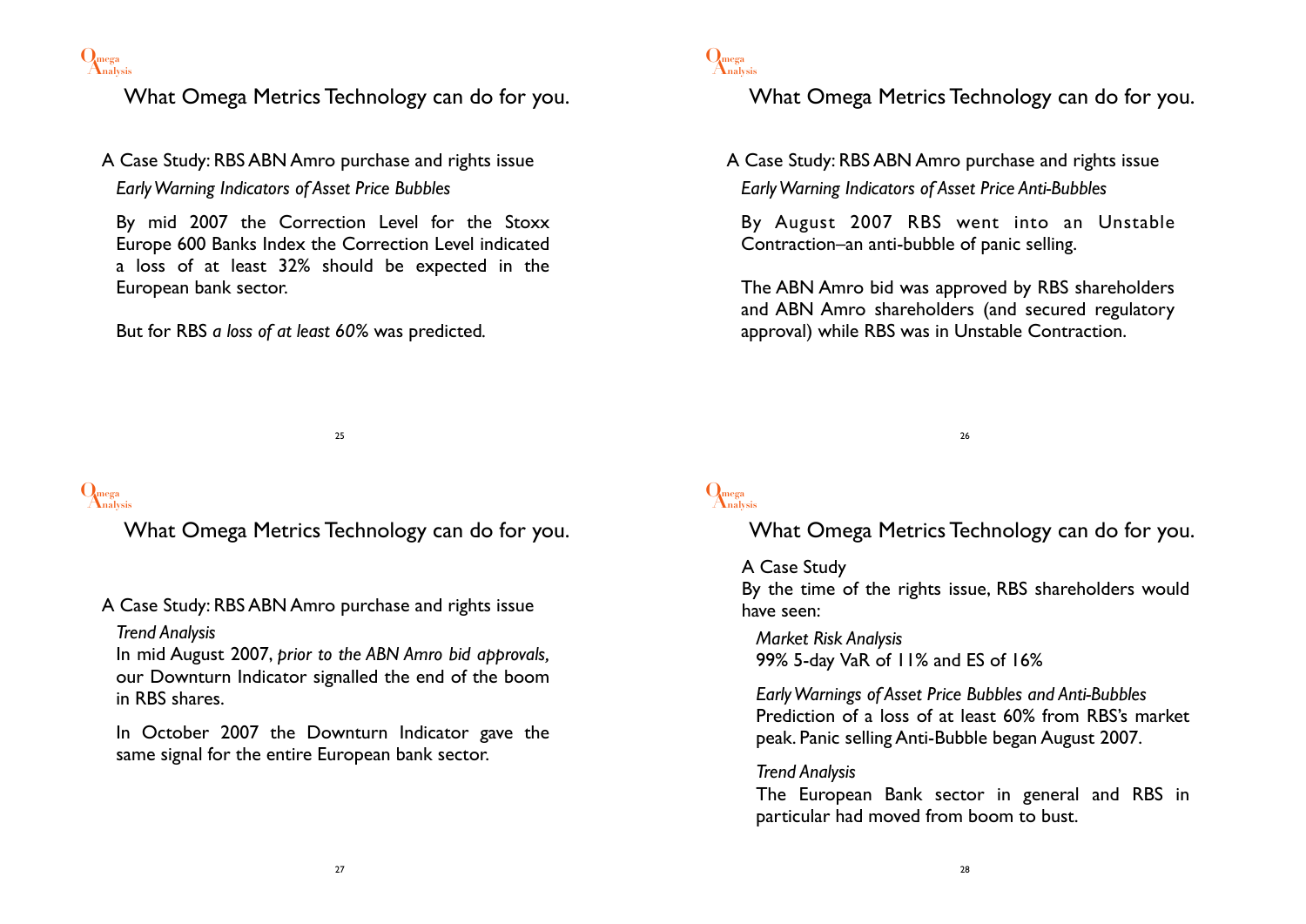## What Omega Metrics Technology can do for you.

A Case Study: RBS ABN Amro purchase and rights issue

*Early Warning Indicators of Asset Price Bubbles*

By mid 2007 the Correction Level for the Stoxx Europe 600 Banks Index the Correction Level indicated a loss of at least 32% should be expected in the European bank sector.

But for RBS *a loss of at least 60%* was predicted.

## What Omega Metrics Technology can do for you.

A Case Study: RBS ABN Amro purchase and rights issue

*Early Warning Indicators of Asset Price Anti-Bubbles*

By August 2007 RBS went into an Unstable Contraction–an anti-bubble of panic selling.

The ABN Amro bid was approved by RBS shareholders and ABN Amro shareholders (and secured regulatory approval) while RBS was in Unstable Contraction.

## What Omega Metrics Technology can do for you.

A Case Study: RBS ABN Amro purchase and rights issue

*Trend Analysis*

In mid August 2007, *prior to the ABN Amro bid approvals,* our Downturn Indicator signalled the end of the boom in RBS shares.

In October 2007 the Downturn Indicator gave the same signal for the entire European bank sector.

## What Omega Metrics Technology can do for you.

A Case Study

By the time of the rights issue, RBS shareholders would have seen:

*Market Risk Analysis*

99% 5-day VaR of 11% and ES of 16%

*Early Warnings of Asset Price Bubbles and Anti-Bubbles*

Prediction of a loss of at least 60% from RBS's market peak. Panic selling Anti-Bubble began August 2007.

*Trend Analysis*

The European Bank sector in general and RBS in particular had moved from boom to bust.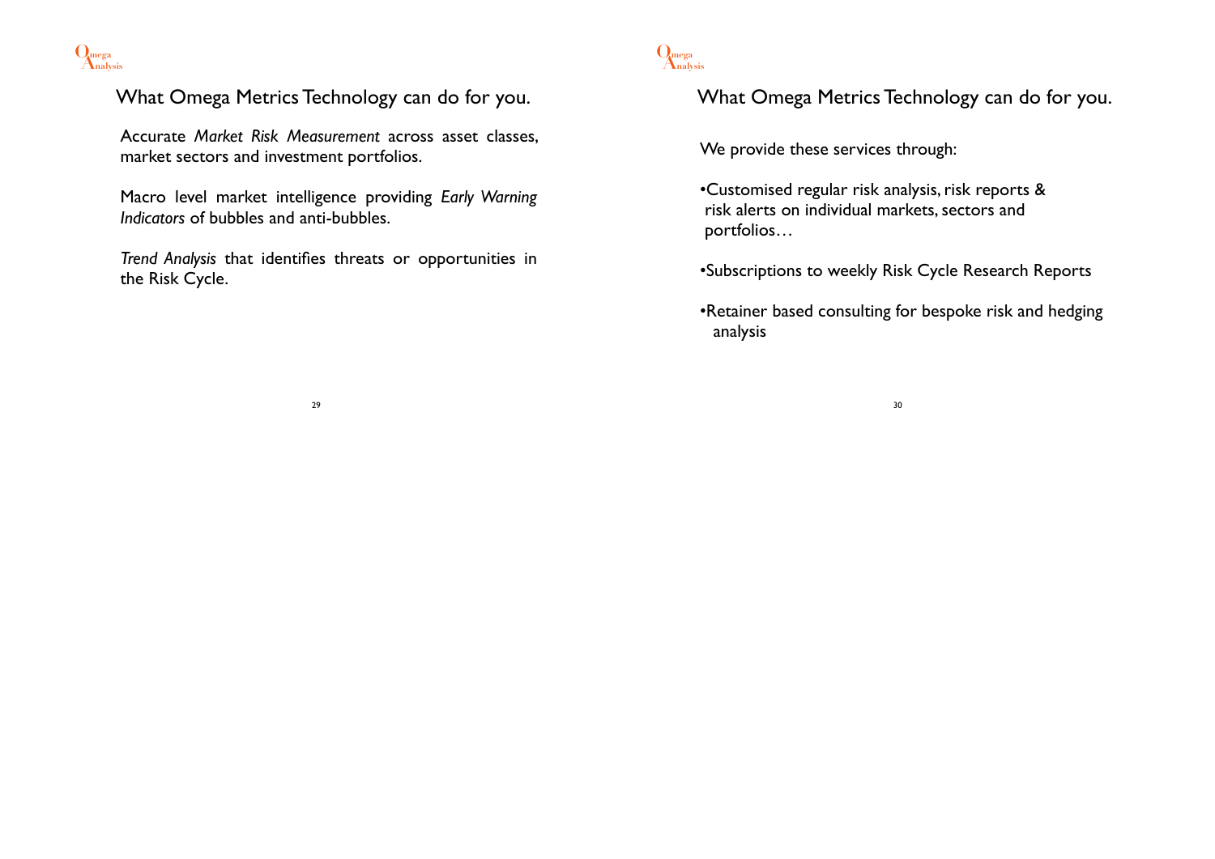## What Omega Metrics Technology can do for you.

Accurate *Market Risk Measurement* across asset classes, market sectors and investment portfolios.

Macro level market intelligence providing *Early Warning Indicators* of bubbles and anti-bubbles.

*Trend Analysis* that identifies threats or opportunities in the Risk Cycle.

## What Omega Metrics Technology can do for you.

We provide these services through:

- Customised regular risk analysis, risk reports & risk alerts on individual markets, sectors and portfolios…
- Subscriptions to weekly Risk Cycle Research Reports
- Retainer based consulting for bespoke risk and hedging analysis